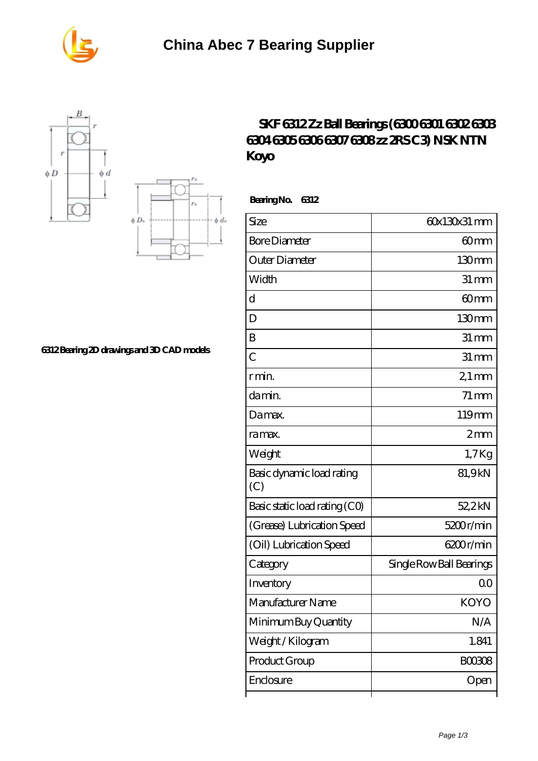# China Abec 7 Bearing Supplier

## SKF 6312 Zz Ball Bearings (6300 6301 6302 6303 6304 6305 6306 6307 6308 zz 2RS C3) NSK NTN Koyo

6312 Bearing 2D drawings and 3D CAD models

**Bearing No. 6312**

| Size | 60x130x31 mm |
|---|---|
| Bore Diameter | 60 mm |
| Outer Diameter | 130 mm |
| Width | 31 mm |
| d | 60 mm |
| D | 130 mm |
| B | 31 mm |
| C | 31 mm |
| r min. | 2,1 mm |
| da min. | 71 mm |
| Da max. | 119 mm |
| ra max. | 2 mm |
| Weight | 1,7 Kg |
| Basic dynamic load rating (C) | 81,9 kN |
| Basic static load rating (C0) | 52,2 kN |
| (Grease) Lubrication Speed | 5200 r/min |
| (Oil) Lubrication Speed | 6200 r/min |
| Category | Single Row Ball Bearings |
| Inventory | 0.0 |
| Manufacturer Name | KOYO |
| Minimum Buy Quantity | N/A |
| Weight / Kilogram | 1.841 |
| Product Group | B00308 |
| Enclosure | Open |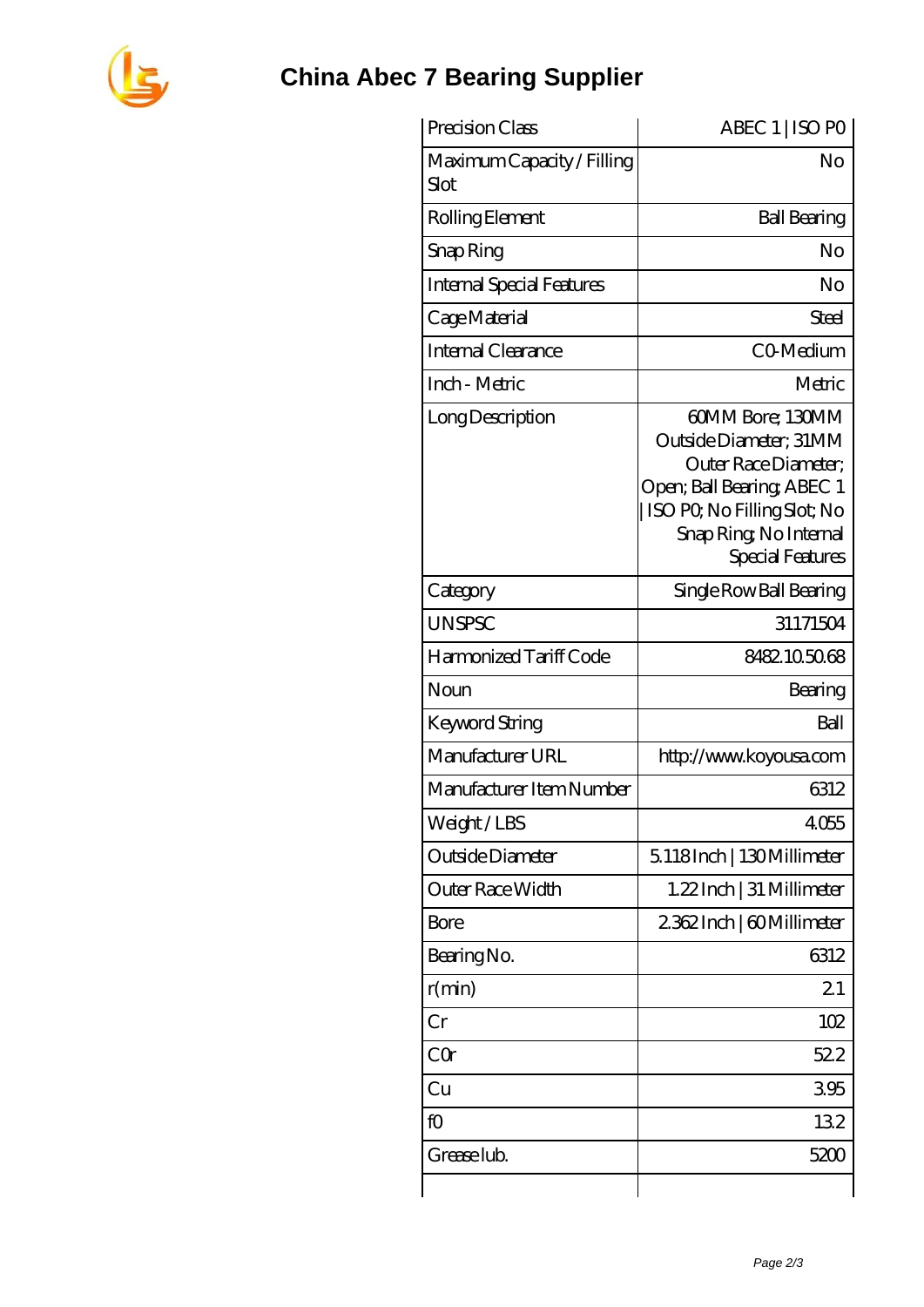# China Abec 7 Bearing Supplier

| Precision Class | ABEC 1 \| ISO P0 |
|---|---|
| Maximum Capacity / Filling Slot | No |
| Rolling Element | Ball Bearing |
| Snap Ring | No |
| Internal Special Features | No |
| Cage Material | Steel |
| Internal Clearance | C0-Medium |
| Inch - Metric | Metric |
| Long Description | 60MM Bore; 130MM Outside Diameter; 31MM Outer Race Diameter; Open; Ball Bearing; ABEC 1 \| ISO P0; No Filling Slot; No Snap Ring; No Internal Special Features |
| Category | Single Row Ball Bearing |
| UNSPSC | 31171504 |
| Harmonized Tariff Code | 8482.10.50.68 |
| Noun | Bearing |
| Keyword String | Ball |
| Manufacturer URL | http://www.koyousa.com |
| Manufacturer Item Number | 6312 |
| Weight / LBS | 4.055 |
| Outside Diameter | 5.118 Inch \| 130 Millimeter |
| Outer Race Width | 1.22 Inch \| 31 Millimeter |
| Bore | 2.362 Inch \| 60 Millimeter |
| Bearing No. | 6312 |
| r(min) | 2.1 |
| Cr | 102 |
| C0r | 52.2 |
| Cu | 3.95 |
| f0 | 13.2 |
| Grease lub. | 5200 |
| | |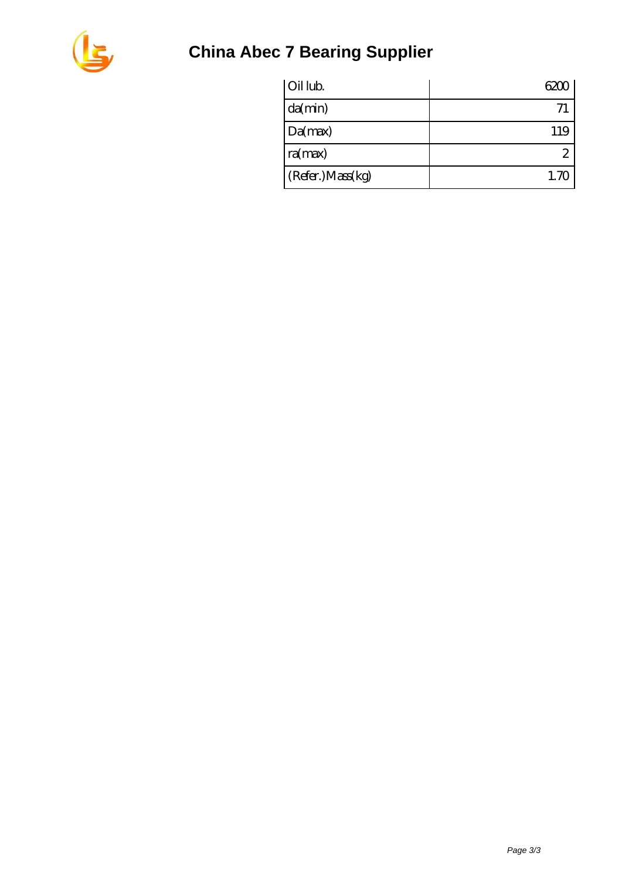| | |
|---|---|
| Oil lub. | 6200 |
| da(min) | 71 |
| Da(max) | 119 |
| ra(max) | 2 |
| (Refer.)Mass(kg) | 1.70 |